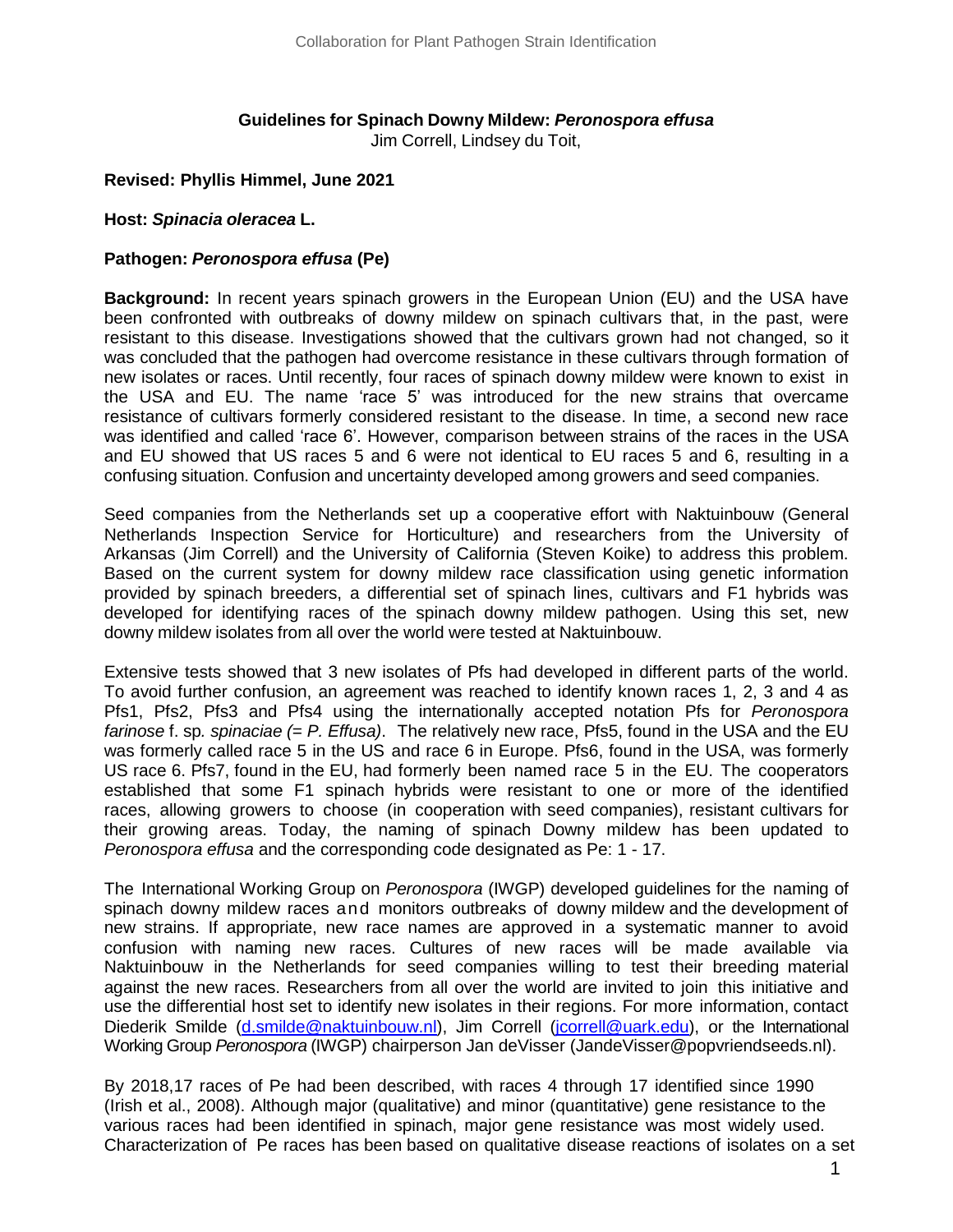**Guidelines for Spinach Downy Mildew: *Peronospora effusa***

Jim Correll, Lindsey du Toit,

**Revised: Phyllis Himmel, June 2021**

**Host: *Spinacia oleracea* L.**

**Pathogen: *Peronospora effusa* (Pe)**

**Background:** In recent years spinach growers in the European Union (EU) and the USA have been confronted with outbreaks of downy mildew on spinach cultivars that, in the past, were resistant to this disease. Investigations showed that the cultivars grown had not changed, so it was concluded that the pathogen had overcome resistance in these cultivars through formation of new isolates or races. Until recently, four races of spinach downy mildew were known to exist in the USA and EU. The name 'race 5' was introduced for the new strains that overcame resistance of cultivars formerly considered resistant to the disease. In time, a second new race was identified and called 'race 6'. However, comparison between strains of the races in the USA and EU showed that US races 5 and 6 were not identical to EU races 5 and 6, resulting in a confusing situation. Confusion and uncertainty developed among growers and seed companies.

Seed companies from the Netherlands set up a cooperative effort with Naktuinbouw (General Netherlands Inspection Service for Horticulture) and researchers from the University of Arkansas (Jim Correll) and the University of California (Steven Koike) to address this problem. Based on the current system for downy mildew race classification using genetic information provided by spinach breeders, a differential set of spinach lines, cultivars and F1 hybrids was developed for identifying races of the spinach downy mildew pathogen. Using this set, new downy mildew isolates from all over the world were tested at Naktuinbouw.

Extensive tests showed that 3 new isolates of Pfs had developed in different parts of the world. To avoid further confusion, an agreement was reached to identify known races 1, 2, 3 and 4 as Pfs1, Pfs2, Pfs3 and Pfs4 using the internationally accepted notation Pfs for *Peronospora farinose* f. sp*. spinaciae (= P. Effusa)*. The relatively new race, Pfs5, found in the USA and the EU was formerly called race 5 in the US and race 6 in Europe. Pfs6, found in the USA, was formerly US race 6. Pfs7, found in the EU, had formerly been named race 5 in the EU. The cooperators established that some F1 spinach hybrids were resistant to one or more of the identified races, allowing growers to choose (in cooperation with seed companies), resistant cultivars for their growing areas. Today, the naming of spinach Downy mildew has been updated to *Peronospora effusa* and the corresponding code designated as Pe: 1 - 17.

The International Working Group on *Peronospora* (IWGP) developed guidelines for the naming of spinach downy mildew races and monitors outbreaks of downy mildew and the development of new strains. If appropriate, new race names are approved in a systematic manner to avoid confusion with naming new races. Cultures of new races will be made available via Naktuinbouw in the Netherlands for seed companies willing to test their breeding material against the new races. Researchers from all over the world are invited to join this initiative and use the differential host set to identify new isolates in their regions. For more information, contact Diederik Smilde (d.smilde@naktuinbouw.nl), Jim Correll (jcorrell@uark.edu), or the International Working Group *Peronospora* (IWGP) chairperson Jan deVisser (JandeVisser@popvriendseeds.nl).

By 2018,17 races of Pe had been described, with races 4 through 17 identified since 1990 (Irish et al., 2008). Although major (qualitative) and minor (quantitative) gene resistance to the various races had been identified in spinach, major gene resistance was most widely used. Characterization of Pe races has been based on qualitative disease reactions of isolates on a set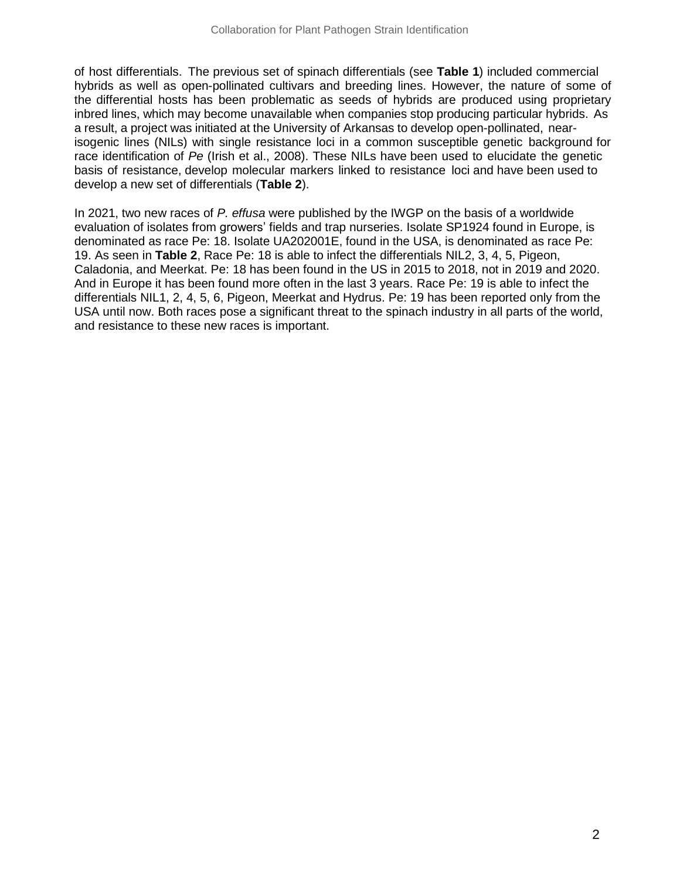of host differentials. The previous set of spinach differentials (see **Table 1**) included commercial hybrids as well as open-pollinated cultivars and breeding lines. However, the nature of some of the differential hosts has been problematic as seeds of hybrids are produced using proprietary inbred lines, which may become unavailable when companies stop producing particular hybrids. As a result, a project was initiated at the University of Arkansas to develop open-pollinated, near-isogenic lines (NILs) with single resistance loci in a common susceptible genetic background for race identification of *Pe* (Irish et al., 2008). These NILs have been used to elucidate the genetic basis of resistance, develop molecular markers linked to resistance loci and have been used to develop a new set of differentials (**Table 2**).

In 2021, two new races of *P. effusa* were published by the IWGP on the basis of a worldwide evaluation of isolates from growers' fields and trap nurseries. Isolate SP1924 found in Europe, is denominated as race Pe: 18. Isolate UA202001E, found in the USA, is denominated as race Pe: 19. As seen in **Table 2**, Race Pe: 18 is able to infect the differentials NIL2, 3, 4, 5, Pigeon, Caladonia, and Meerkat. Pe: 18 has been found in the US in 2015 to 2018, not in 2019 and 2020. And in Europe it has been found more often in the last 3 years. Race Pe: 19 is able to infect the differentials NIL1, 2, 4, 5, 6, Pigeon, Meerkat and Hydrus. Pe: 19 has been reported only from the USA until now. Both races pose a significant threat to the spinach industry in all parts of the world, and resistance to these new races is important.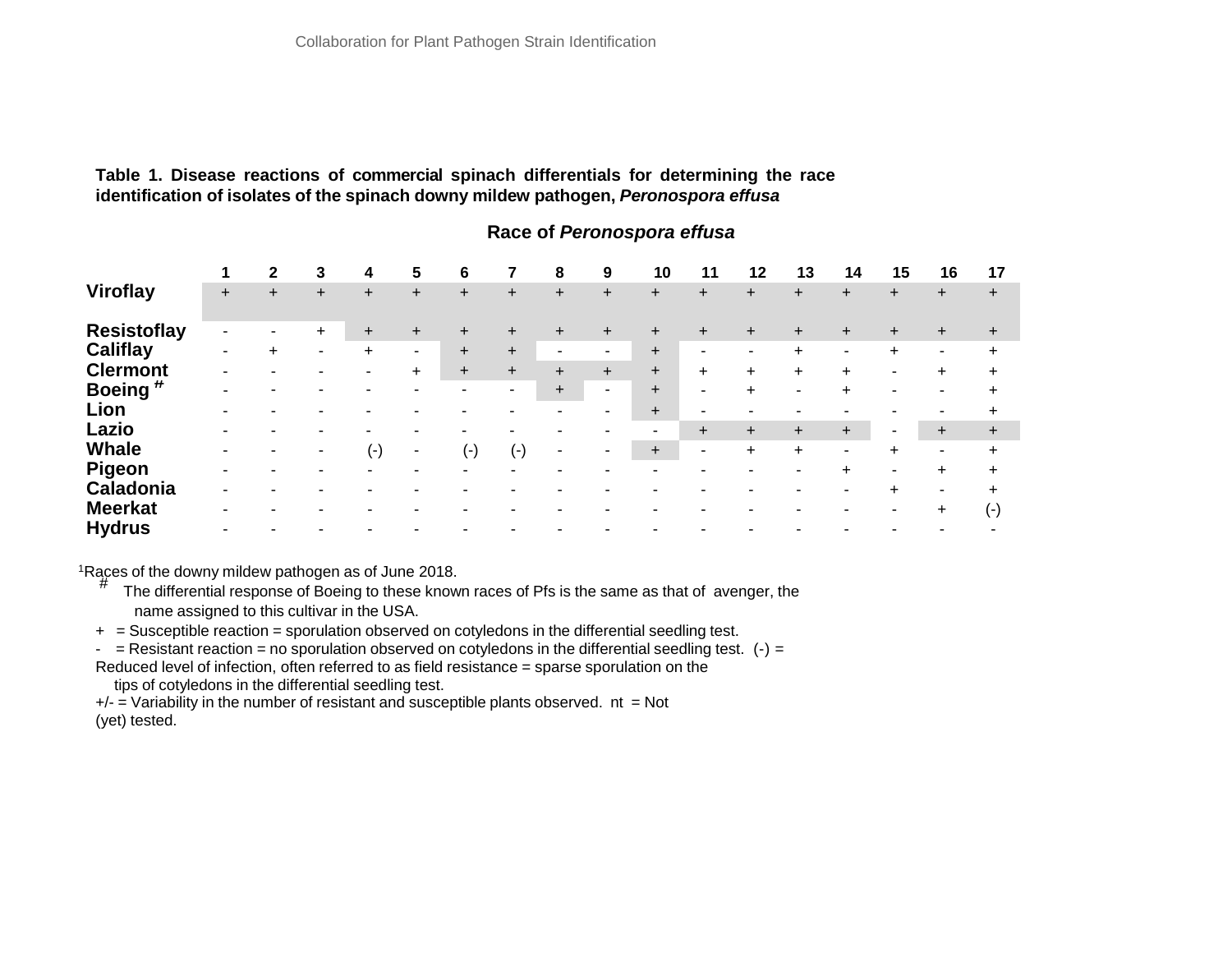**Table 1. Disease reactions of commercial spinach differentials for determining the race identification of isolates of the spinach downy mildew pathogen, *Peronospora effusa***

| | Race of *Peronospora effusa* | | | | | | | | | | | | | | | | |
|---|---|---|---|---|---|---|---|---|---|---|---|---|---|---|---|---|---|
| | 1 | 2 | 3 | 4 | 5 | 6 | 7 | 8 | 9 | 10 | 11 | 12 | 13 | 14 | 15 | 16 | 17 |
| **Viroflay** | + | + | + | + | + | + | + | + | + | + | + | + | + | + | + | + | + |
| **Resistoflay** | - | - | + | + | + | + | + | + | + | + | + | + | + | + | + | + | + |
| **Califlay** | - | + | - | + | - | + | + | - | - | + | - | - | + | - | + | - | + |
| **Clermont** | - | - | - | - | + | + | + | + | + | + | + | + | + | + | - | + | + |
| **Boeing** [#] | - | - | - | - | - | - | - | + | - | + | - | + | - | + | - | - | + |
| **Lion** | - | - | - | - | - | - | - | - | - | + | - | - | - | - | - | - | + |
| **Lazio** | - | - | - | - | - | - | - | - | - | - | + | + | + | + | - | + | + |
| **Whale** | - | - | - | (-) | - | (-) | (-) | - | - | + | - | + | + | - | + | - | + |
| **Pigeon** | - | - | - | - | - | - | - | - | - | - | - | - | - | + | - | + | + |
| **Caladonia** | - | - | - | - | - | - | - | - | - | - | - | - | - | - | + | - | + |
| **Meerkat** | - | - | - | - | - | - | - | - | - | - | - | - | - | - | - | + | (-) |
| **Hydrus** | - | - | - | - | - | - | - | - | - | - | - | - | - | - | - | - | - |

[1]Races of the downy mildew pathogen as of June 2018.

[#] The differential response of Boeing to these known races of Pfs is the same as that of avenger, the name assigned to this cultivar in the USA.

\+ = Susceptible reaction = sporulation observed on cotyledons in the differential seedling test.

\- = Resistant reaction = no sporulation observed on cotyledons in the differential seedling test. (-) = Reduced level of infection, often referred to as field resistance = sparse sporulation on the tips of cotyledons in the differential seedling test.

+/- = Variability in the number of resistant and susceptible plants observed. nt = Not (yet) tested.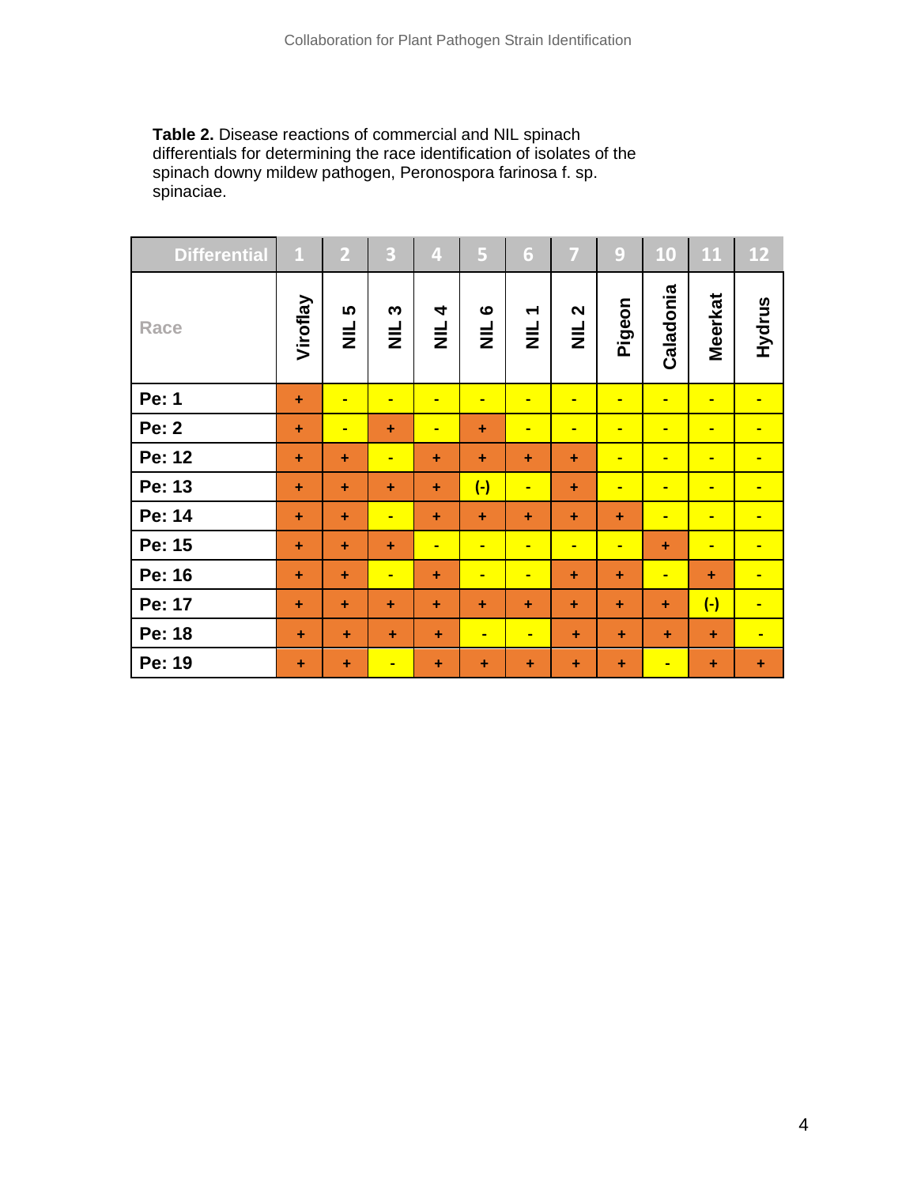**Table 2.** Disease reactions of commercial and NIL spinach differentials for determining the race identification of isolates of the spinach downy mildew pathogen, Peronospora farinosa f. sp. spinaciae.

| Differential | 1 | 2 | 3 | 4 | 5 | 6 | 7 | 9 | 10 | 11 | 12 |
|---|---|---|---|---|---|---|---|---|---|---|---|
| Race | Viroflay | NIL 5 | NIL 3 | NIL 4 | NIL 6 | NIL 1 | NIL 2 | Pigeon | Caladonia | Meerkat | Hydrus |
| Pe: 1 | + | - | - | - | - | - | - | - | - | - | - |
| Pe: 2 | + | - | + | - | + | - | - | - | - | - | - |
| Pe: 12 | + | + | - | + | + | + | + | - | - | - | - |
| Pe: 13 | + | + | + | + | (-) | - | + | - | - | - | - |
| Pe: 14 | + | + | - | + | + | + | + | + | - | - | - |
| Pe: 15 | + | + | + | - | - | - | - | - | + | - | - |
| Pe: 16 | + | + | - | + | - | - | + | + | - | + | - |
| Pe: 17 | + | + | + | + | + | + | + | + | + | (-) | - |
| Pe: 18 | + | + | + | + | - | - | + | + | + | + | - |
| Pe: 19 | + | + | - | + | + | + | + | + | - | + | + |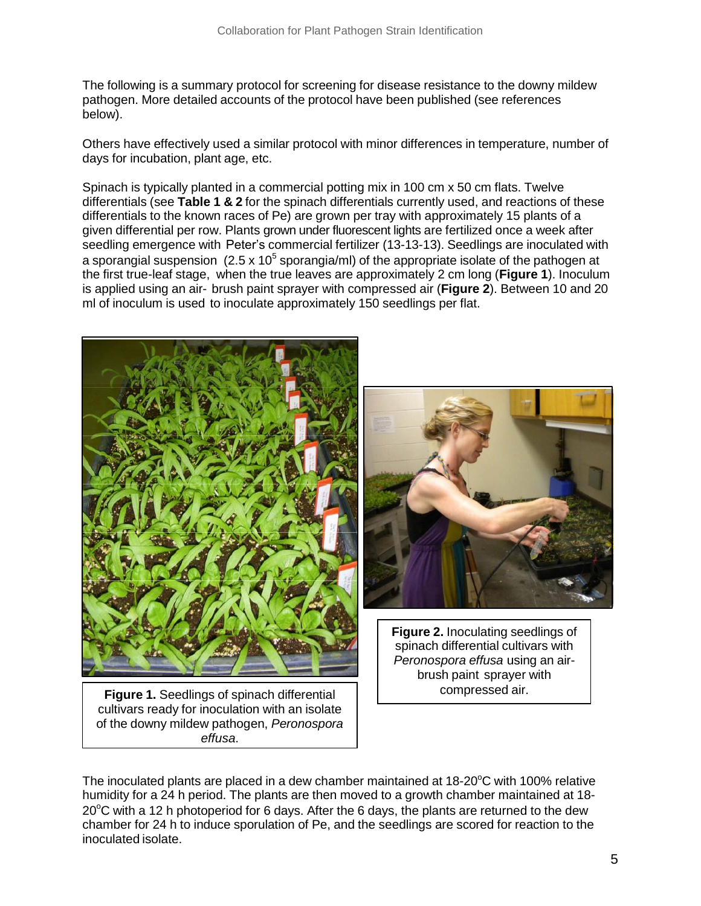The following is a summary protocol for screening for disease resistance to the downy mildew pathogen. More detailed accounts of the protocol have been published (see references below).

Others have effectively used a similar protocol with minor differences in temperature, number of days for incubation, plant age, etc.

Spinach is typically planted in a commercial potting mix in 100 cm x 50 cm flats. Twelve differentials (see **Table 1 & 2** for the spinach differentials currently used, and reactions of these differentials to the known races of Pe) are grown per tray with approximately 15 plants of a given differential per row. Plants grown under fluorescent lights are fertilized once a week after seedling emergence with Peter's commercial fertilizer (13-13-13). Seedlings are inoculated with a sporangial suspension ($2.5 \times 10^5$ sporangia/ml) of the appropriate isolate of the pathogen at the first true-leaf stage, when the true leaves are approximately 2 cm long (**Figure 1**). Inoculum is applied using an air- brush paint sprayer with compressed air (**Figure 2**). Between 10 and 20 ml of inoculum is used to inoculate approximately 150 seedlings per flat.

**Figure 1.** Seedlings of spinach differential cultivars ready for inoculation with an isolate of the downy mildew pathogen, *Peronospora effusa*.

**Figure 2.** Inoculating seedlings of spinach differential cultivars with *Peronospora effusa* using an air-brush paint sprayer with compressed air.

The inoculated plants are placed in a dew chamber maintained at 18-20°C with 100% relative humidity for a 24 h period. The plants are then moved to a growth chamber maintained at 18-20°C with a 12 h photoperiod for 6 days. After the 6 days, the plants are returned to the dew chamber for 24 h to induce sporulation of Pe, and the seedlings are scored for reaction to the inoculated isolate.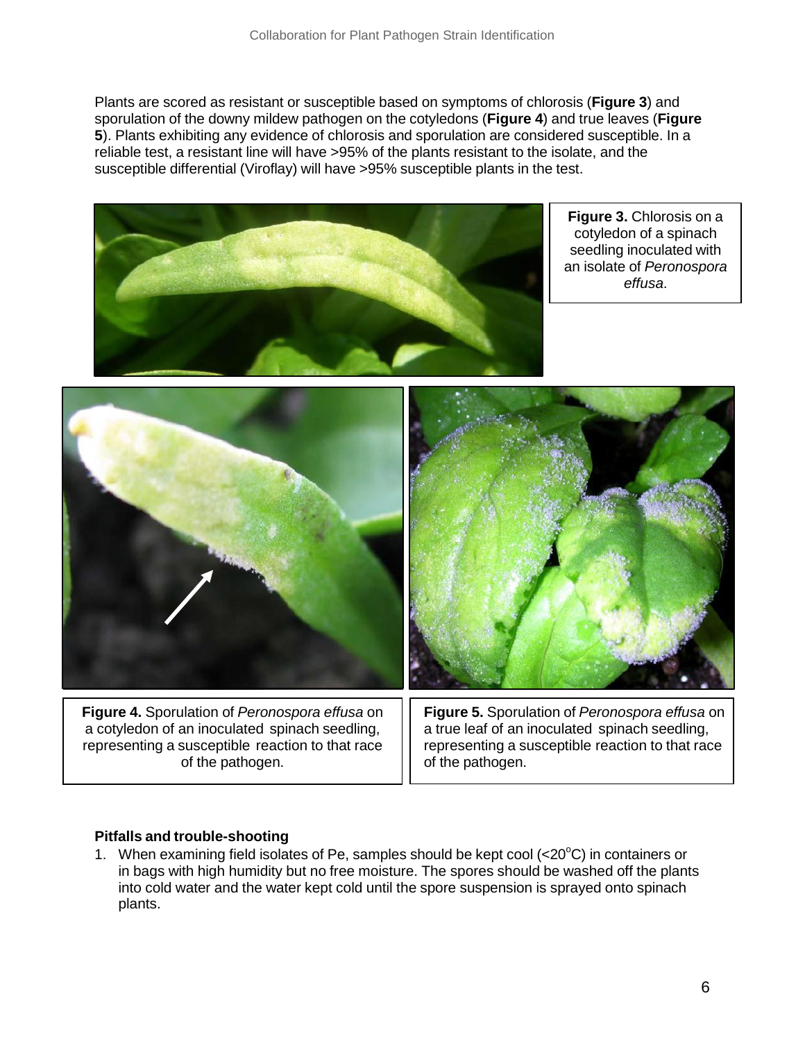Plants are scored as resistant or susceptible based on symptoms of chlorosis (**Figure 3**) and sporulation of the downy mildew pathogen on the cotyledons (**Figure 4**) and true leaves (**Figure 5**). Plants exhibiting any evidence of chlorosis and sporulation are considered susceptible. In a reliable test, a resistant line will have >95% of the plants resistant to the isolate, and the susceptible differential (Viroflay) will have >95% susceptible plants in the test.

**Figure 3.** Chlorosis on a cotyledon of a spinach seedling inoculated with an isolate of *Peronospora effusa*.

**Figure 4.** Sporulation of *Peronospora effusa* on a cotyledon of an inoculated spinach seedling, representing a susceptible reaction to that race of the pathogen.

**Figure 5.** Sporulation of *Peronospora effusa* on a true leaf of an inoculated spinach seedling, representing a susceptible reaction to that race of the pathogen.

**Pitfalls and trouble-shooting**

1. When examining field isolates of Pe, samples should be kept cool (<20°C) in containers or in bags with high humidity but no free moisture. The spores should be washed off the plants into cold water and the water kept cold until the spore suspension is sprayed onto spinach plants.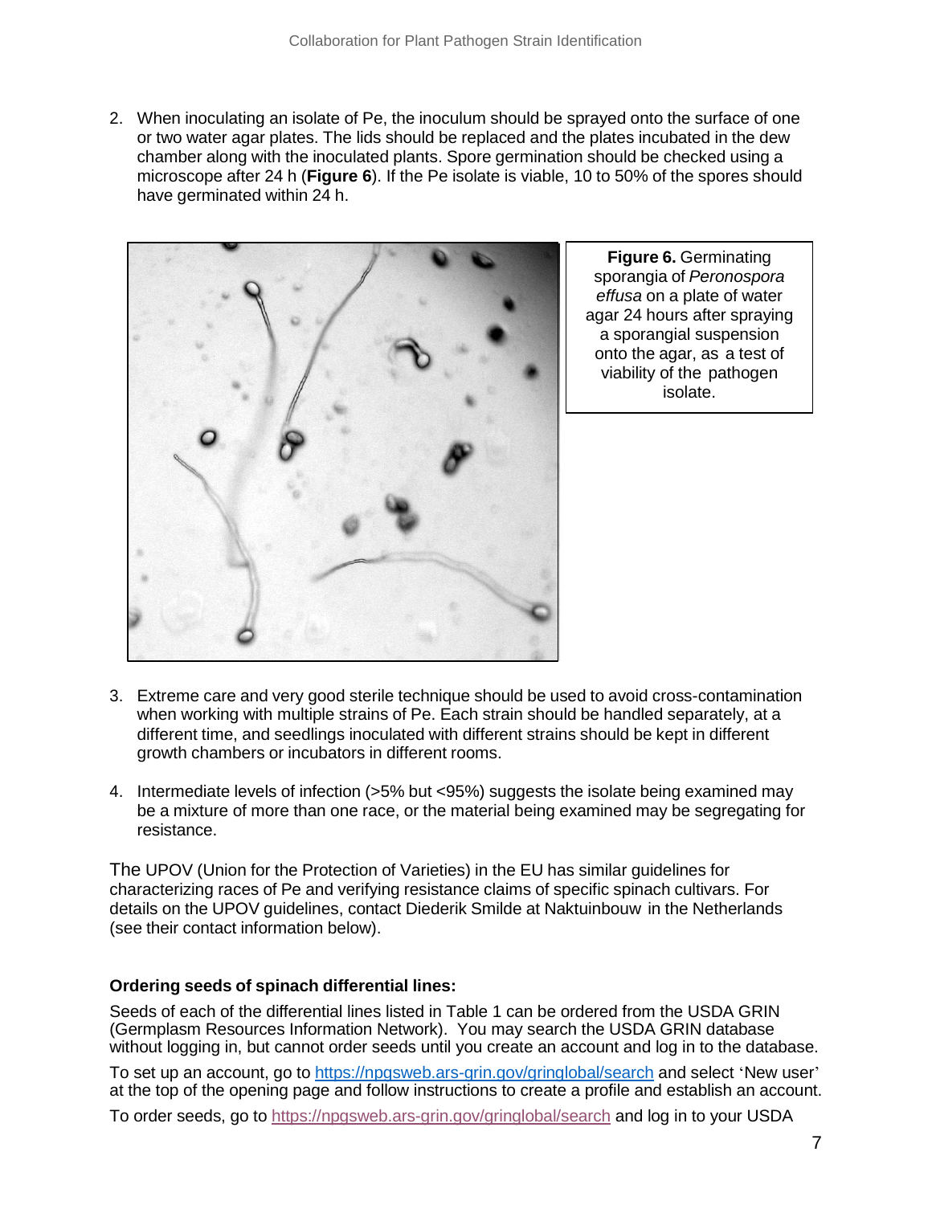2. When inoculating an isolate of Pe, the inoculum should be sprayed onto the surface of one or two water agar plates. The lids should be replaced and the plates incubated in the dew chamber along with the inoculated plants. Spore germination should be checked using a microscope after 24 h (**Figure 6**). If the Pe isolate is viable, 10 to 50% of the spores should have germinated within 24 h.

**Figure 6.** Germinating sporangia of *Peronospora effusa* on a plate of water agar 24 hours after spraying a sporangial suspension onto the agar, as a test of viability of the pathogen isolate.

3. Extreme care and very good sterile technique should be used to avoid cross-contamination when working with multiple strains of Pe. Each strain should be handled separately, at a different time, and seedlings inoculated with different strains should be kept in different growth chambers or incubators in different rooms.

4. Intermediate levels of infection (>5% but <95%) suggests the isolate being examined may be a mixture of more than one race, or the material being examined may be segregating for resistance.

The UPOV (Union for the Protection of Varieties) in the EU has similar guidelines for characterizing races of Pe and verifying resistance claims of specific spinach cultivars. For details on the UPOV guidelines, contact Diederik Smilde at Naktuinbouw in the Netherlands (see their contact information below).

**Ordering seeds of spinach differential lines:**

Seeds of each of the differential lines listed in Table 1 can be ordered from the USDA GRIN (Germplasm Resources Information Network). You may search the USDA GRIN database without logging in, but cannot order seeds until you create an account and log in to the database.

To set up an account, go to https://npgsweb.ars-grin.gov/gringlobal/search and select 'New user' at the top of the opening page and follow instructions to create a profile and establish an account.

To order seeds, go to https://npgsweb.ars-grin.gov/gringlobal/search and log in to your USDA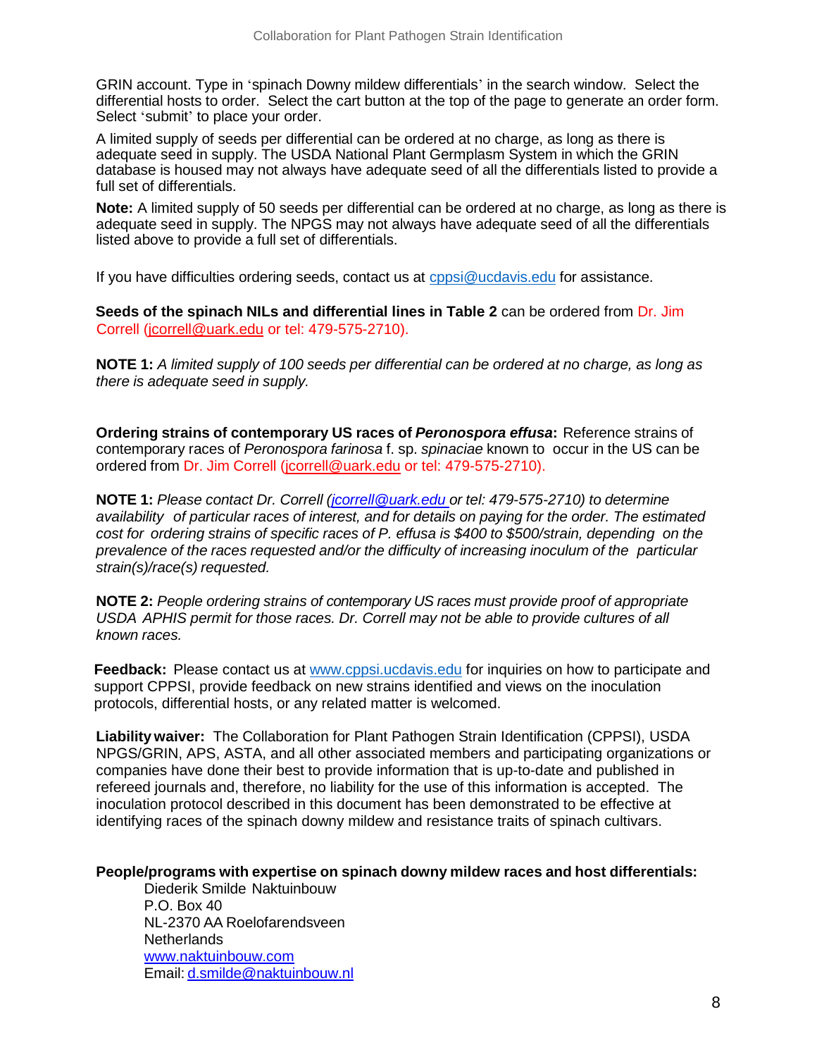GRIN account. Type in 'spinach Downy mildew differentials' in the search window. Select the differential hosts to order. Select the cart button at the top of the page to generate an order form. Select 'submit' to place your order.

A limited supply of seeds per differential can be ordered at no charge, as long as there is adequate seed in supply. The USDA National Plant Germplasm System in which the GRIN database is housed may not always have adequate seed of all the differentials listed to provide a full set of differentials.

**Note:** A limited supply of 50 seeds per differential can be ordered at no charge, as long as there is adequate seed in supply. The NPGS may not always have adequate seed of all the differentials listed above to provide a full set of differentials.

If you have difficulties ordering seeds, contact us at cppsi@ucdavis.edu for assistance.

**Seeds of the spinach NILs and differential lines in Table 2** can be ordered from Dr. Jim Correll (jcorrell@uark.edu or tel: 479-575-2710).

**NOTE 1:** *A limited supply of 100 seeds per differential can be ordered at no charge, as long as there is adequate seed in supply.*

**Ordering strains of contemporary US races of *Peronospora effusa*:** Reference strains of contemporary races of *Peronospora farinosa* f. sp. *spinaciae* known to occur in the US can be ordered from Dr. Jim Correll (jcorrell@uark.edu or tel: 479-575-2710).

**NOTE 1:** *Please contact Dr. Correll (jcorrell@uark.edu or tel: 479-575-2710) to determine availability of particular races of interest, and for details on paying for the order. The estimated cost for ordering strains of specific races of P. effusa is $400 to $500/strain, depending on the prevalence of the races requested and/or the difficulty of increasing inoculum of the particular strain(s)/race(s) requested.*

**NOTE 2:** *People ordering strains of contemporary US races must provide proof of appropriate USDA APHIS permit for those races. Dr. Correll may not be able to provide cultures of all known races.*

**Feedback:** Please contact us at www.cppsi.ucdavis.edu for inquiries on how to participate and support CPPSI, provide feedback on new strains identified and views on the inoculation protocols, differential hosts, or any related matter is welcomed.

**Liability waiver:** The Collaboration for Plant Pathogen Strain Identification (CPPSI), USDA NPGS/GRIN, APS, ASTA, and all other associated members and participating organizations or companies have done their best to provide information that is up-to-date and published in refereed journals and, therefore, no liability for the use of this information is accepted. The inoculation protocol described in this document has been demonstrated to be effective at identifying races of the spinach downy mildew and resistance traits of spinach cultivars.

**People/programs with expertise on spinach downy mildew races and host differentials:**

Diederik Smilde Naktuinbouw
P.O. Box 40
NL-2370 AA Roelofarendsveen
Netherlands
www.naktuinbouw.com
Email: d.smilde@naktuinbouw.nl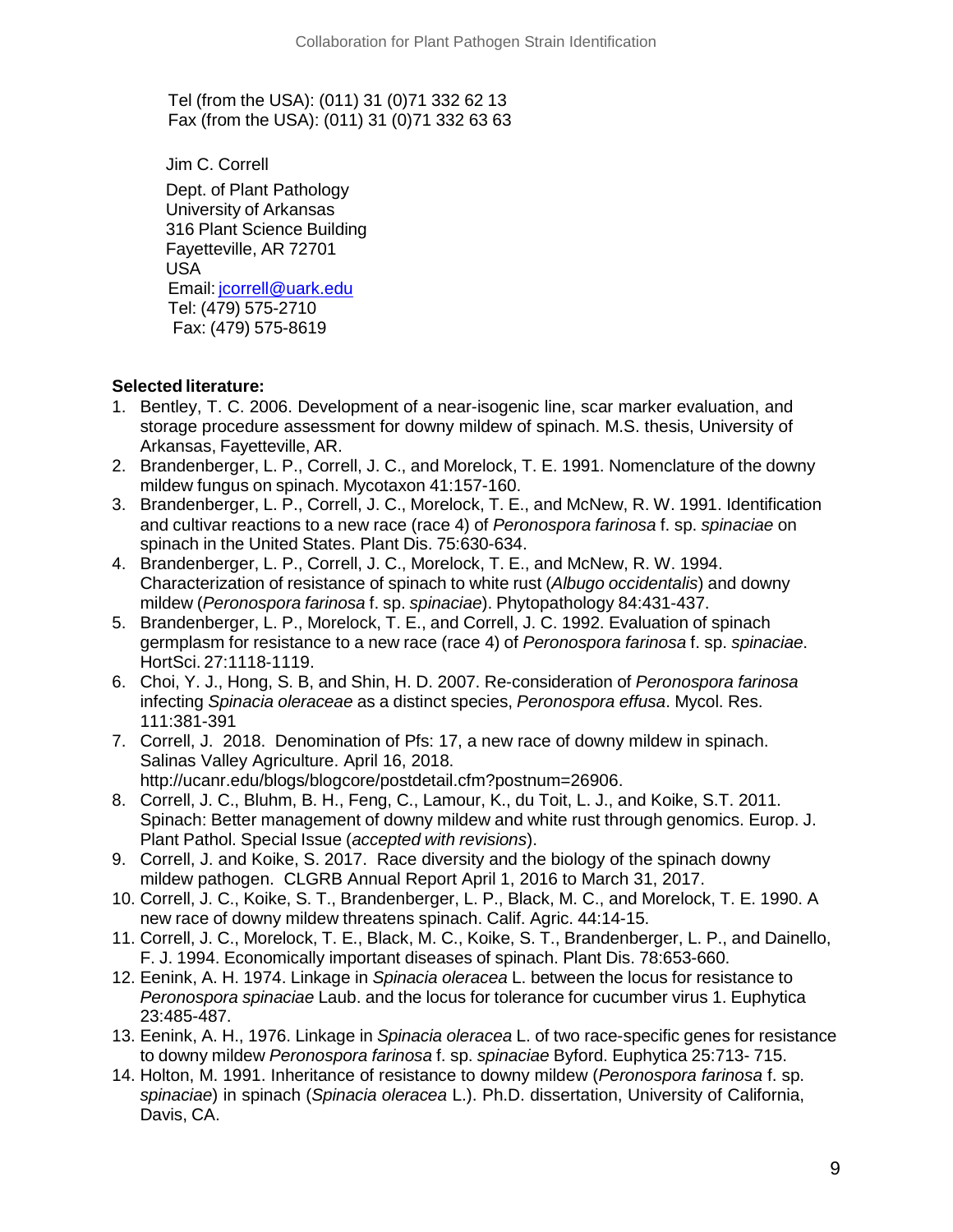Tel (from the USA): (011) 31 (0)71 332 62 13
Fax (from the USA): (011) 31 (0)71 332 63 63

Jim C. Correll

Dept. of Plant Pathology
University of Arkansas
316 Plant Science Building
Fayetteville, AR 72701
USA
Email: jcorrell@uark.edu
Tel: (479) 575-2710
Fax: (479) 575-8619

**Selected literature:**

1. Bentley, T. C. 2006. Development of a near-isogenic line, scar marker evaluation, and storage procedure assessment for downy mildew of spinach. M.S. thesis, University of Arkansas, Fayetteville, AR.
2. Brandenberger, L. P., Correll, J. C., and Morelock, T. E. 1991. Nomenclature of the downy mildew fungus on spinach. Mycotaxon 41:157-160.
3. Brandenberger, L. P., Correll, J. C., Morelock, T. E., and McNew, R. W. 1991. Identification and cultivar reactions to a new race (race 4) of *Peronospora farinosa* f. sp. *spinaciae* on spinach in the United States. Plant Dis. 75:630-634.
4. Brandenberger, L. P., Correll, J. C., Morelock, T. E., and McNew, R. W. 1994. Characterization of resistance of spinach to white rust (*Albugo occidentalis*) and downy mildew (*Peronospora farinosa* f. sp. *spinaciae*). Phytopathology 84:431-437.
5. Brandenberger, L. P., Morelock, T. E., and Correll, J. C. 1992. Evaluation of spinach germplasm for resistance to a new race (race 4) of *Peronospora farinosa* f. sp. *spinaciae*. HortSci. 27:1118-1119.
6. Choi, Y. J., Hong, S. B, and Shin, H. D. 2007. Re-consideration of *Peronospora farinosa* infecting *Spinacia oleraceae* as a distinct species, *Peronospora effusa*. Mycol. Res. 111:381-391
7. Correll, J. 2018. Denomination of Pfs: 17, a new race of downy mildew in spinach. Salinas Valley Agriculture. April 16, 2018. http://ucanr.edu/blogs/blogcore/postdetail.cfm?postnum=26906.
8. Correll, J. C., Bluhm, B. H., Feng, C., Lamour, K., du Toit, L. J., and Koike, S.T. 2011. Spinach: Better management of downy mildew and white rust through genomics. Europ. J. Plant Pathol. Special Issue (*accepted with revisions*).
9. Correll, J. and Koike, S. 2017. Race diversity and the biology of the spinach downy mildew pathogen. CLGRB Annual Report April 1, 2016 to March 31, 2017.
10. Correll, J. C., Koike, S. T., Brandenberger, L. P., Black, M. C., and Morelock, T. E. 1990. A new race of downy mildew threatens spinach. Calif. Agric. 44:14-15.
11. Correll, J. C., Morelock, T. E., Black, M. C., Koike, S. T., Brandenberger, L. P., and Dainello, F. J. 1994. Economically important diseases of spinach. Plant Dis. 78:653-660.
12. Eenink, A. H. 1974. Linkage in *Spinacia oleracea* L. between the locus for resistance to *Peronospora spinaciae* Laub. and the locus for tolerance for cucumber virus 1. Euphytica 23:485-487.
13. Eenink, A. H., 1976. Linkage in *Spinacia oleracea* L. of two race-specific genes for resistance to downy mildew *Peronospora farinosa* f. sp. *spinaciae* Byford. Euphytica 25:713- 715.
14. Holton, M. 1991. Inheritance of resistance to downy mildew (*Peronospora farinosa* f. sp. *spinaciae*) in spinach (*Spinacia oleracea* L.). Ph.D. dissertation, University of California, Davis, CA.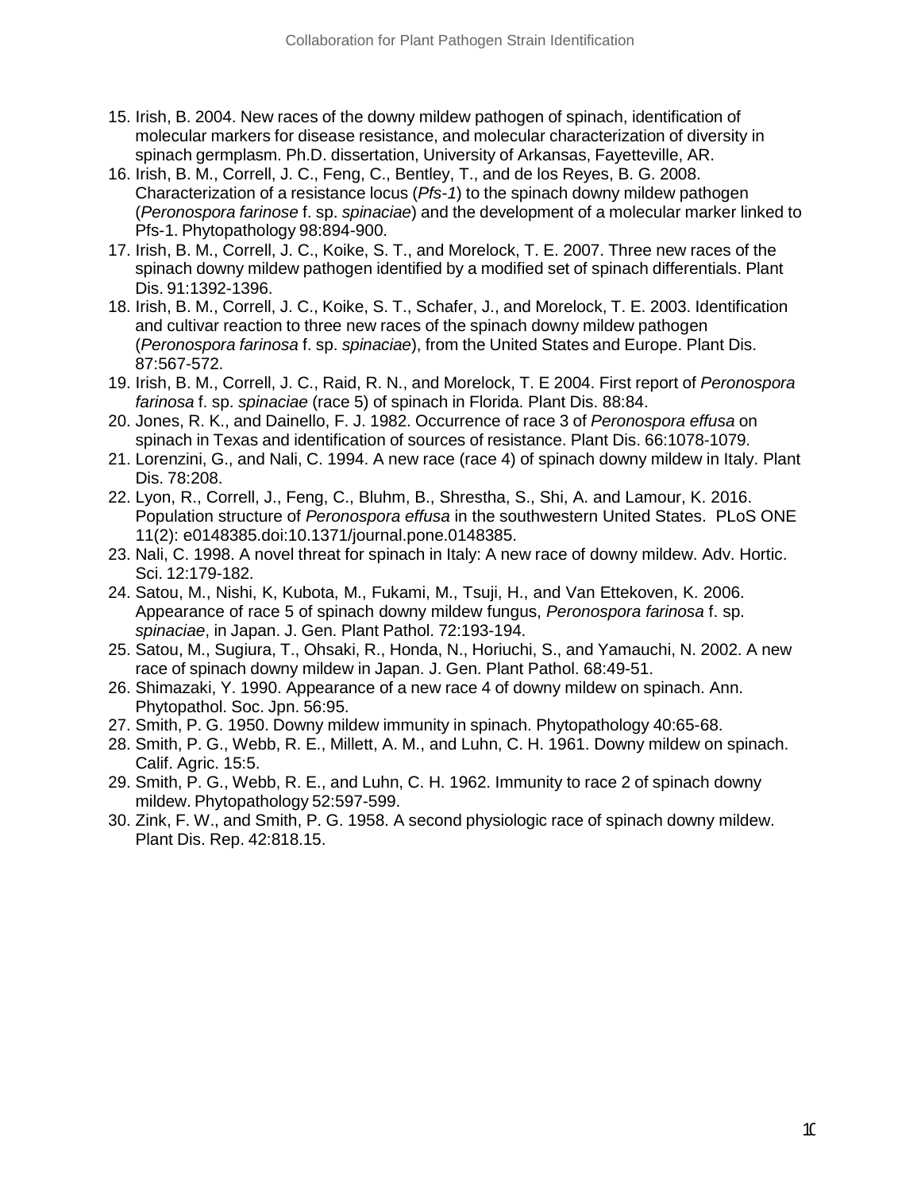15. Irish, B. 2004. New races of the downy mildew pathogen of spinach, identification of molecular markers for disease resistance, and molecular characterization of diversity in spinach germplasm. Ph.D. dissertation, University of Arkansas, Fayetteville, AR.
16. Irish, B. M., Correll, J. C., Feng, C., Bentley, T., and de los Reyes, B. G. 2008. Characterization of a resistance locus (*Pfs-1*) to the spinach downy mildew pathogen (*Peronospora farinose* f. sp. *spinaciae*) and the development of a molecular marker linked to Pfs-1. Phytopathology 98:894-900.
17. Irish, B. M., Correll, J. C., Koike, S. T., and Morelock, T. E. 2007. Three new races of the spinach downy mildew pathogen identified by a modified set of spinach differentials. Plant Dis. 91:1392-1396.
18. Irish, B. M., Correll, J. C., Koike, S. T., Schafer, J., and Morelock, T. E. 2003. Identification and cultivar reaction to three new races of the spinach downy mildew pathogen (*Peronospora farinosa* f. sp. *spinaciae*), from the United States and Europe. Plant Dis. 87:567-572.
19. Irish, B. M., Correll, J. C., Raid, R. N., and Morelock, T. E 2004. First report of *Peronospora farinosa* f. sp. *spinaciae* (race 5) of spinach in Florida. Plant Dis. 88:84.
20. Jones, R. K., and Dainello, F. J. 1982. Occurrence of race 3 of *Peronospora effusa* on spinach in Texas and identification of sources of resistance. Plant Dis. 66:1078-1079.
21. Lorenzini, G., and Nali, C. 1994. A new race (race 4) of spinach downy mildew in Italy. Plant Dis. 78:208.
22. Lyon, R., Correll, J., Feng, C., Bluhm, B., Shrestha, S., Shi, A. and Lamour, K. 2016. Population structure of *Peronospora effusa* in the southwestern United States. PLoS ONE 11(2): e0148385.doi:10.1371/journal.pone.0148385.
23. Nali, C. 1998. A novel threat for spinach in Italy: A new race of downy mildew. Adv. Hortic. Sci. 12:179-182.
24. Satou, M., Nishi, K, Kubota, M., Fukami, M., Tsuji, H., and Van Ettekoven, K. 2006. Appearance of race 5 of spinach downy mildew fungus, *Peronospora farinosa* f. sp. *spinaciae*, in Japan. J. Gen. Plant Pathol. 72:193-194.
25. Satou, M., Sugiura, T., Ohsaki, R., Honda, N., Horiuchi, S., and Yamauchi, N. 2002. A new race of spinach downy mildew in Japan. J. Gen. Plant Pathol. 68:49-51.
26. Shimazaki, Y. 1990. Appearance of a new race 4 of downy mildew on spinach. Ann. Phytopathol. Soc. Jpn. 56:95.
27. Smith, P. G. 1950. Downy mildew immunity in spinach. Phytopathology 40:65-68.
28. Smith, P. G., Webb, R. E., Millett, A. M., and Luhn, C. H. 1961. Downy mildew on spinach. Calif. Agric. 15:5.
29. Smith, P. G., Webb, R. E., and Luhn, C. H. 1962. Immunity to race 2 of spinach downy mildew. Phytopathology 52:597-599.
30. Zink, F. W., and Smith, P. G. 1958. A second physiologic race of spinach downy mildew. Plant Dis. Rep. 42:818.15.